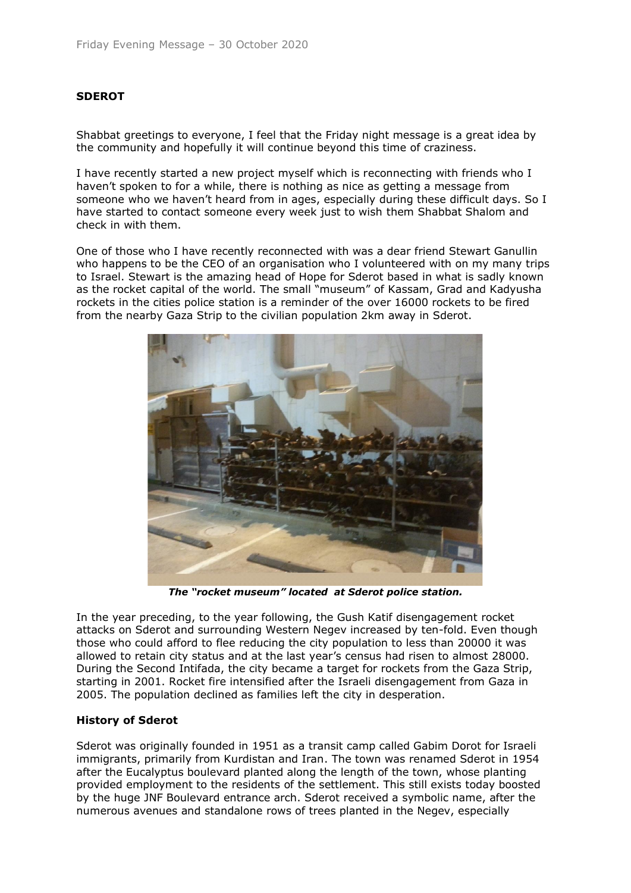Friday Evening Message – 30 October 2020

**SDEROT**

Shabbat greetings to everyone, I feel that the Friday night message is a great idea by the community and hopefully it will continue beyond this time of craziness.

I have recently started a new project myself which is reconnecting with friends who I haven't spoken to for a while, there is nothing as nice as getting a message from someone who we haven't heard from in ages, especially during these difficult days. So I have started to contact someone every week just to wish them Shabbat Shalom and check in with them.

One of those who I have recently reconnected with was a dear friend Stewart Ganullin who happens to be the CEO of an organisation who I volunteered with on my many trips to Israel. Stewart is the amazing head of Hope for Sderot based in what is sadly known as the rocket capital of the world. The small "museum" of Kassam, Grad and Kadyusha rockets in the cities police station is a reminder of the over 16000 rockets to be fired from the nearby Gaza Strip to the civilian population 2km away in Sderot.

***The "rocket museum" located at Sderot police station.***

In the year preceding, to the year following, the Gush Katif disengagement rocket attacks on Sderot and surrounding Western Negev increased by ten-fold. Even though those who could afford to flee reducing the city population to less than 20000 it was allowed to retain city status and at the last year's census had risen to almost 28000. During the Second Intifada, the city became a target for rockets from the Gaza Strip, starting in 2001. Rocket fire intensified after the Israeli disengagement from Gaza in 2005. The population declined as families left the city in desperation.

**History of Sderot**

Sderot was originally founded in 1951 as a transit camp called Gabim Dorot for Israeli immigrants, primarily from Kurdistan and Iran. The town was renamed Sderot in 1954 after the Eucalyptus boulevard planted along the length of the town, whose planting provided employment to the residents of the settlement. This still exists today boosted by the huge JNF Boulevard entrance arch. Sderot received a symbolic name, after the numerous avenues and standalone rows of trees planted in the Negev, especially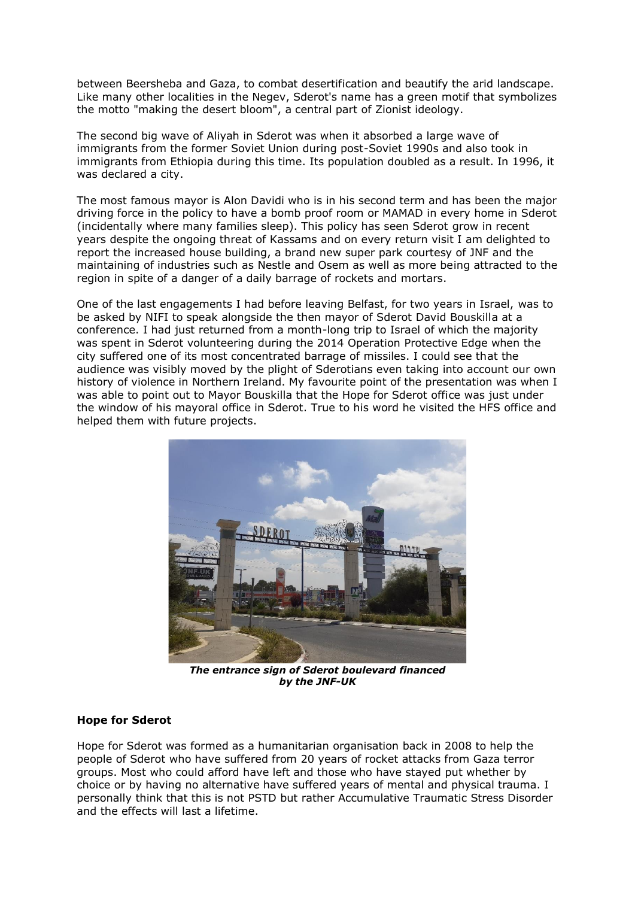between Beersheba and Gaza, to combat desertification and beautify the arid landscape. Like many other localities in the Negev, Sderot's name has a green motif that symbolizes the motto "making the desert bloom", a central part of Zionist ideology.

The second big wave of Aliyah in Sderot was when it absorbed a large wave of immigrants from the former Soviet Union during post-Soviet 1990s and also took in immigrants from Ethiopia during this time. Its population doubled as a result. In 1996, it was declared a city.

The most famous mayor is Alon Davidi who is in his second term and has been the major driving force in the policy to have a bomb proof room or MAMAD in every home in Sderot (incidentally where many families sleep). This policy has seen Sderot grow in recent years despite the ongoing threat of Kassams and on every return visit I am delighted to report the increased house building, a brand new super park courtesy of JNF and the maintaining of industries such as Nestle and Osem as well as more being attracted to the region in spite of a danger of a daily barrage of rockets and mortars.

One of the last engagements I had before leaving Belfast, for two years in Israel, was to be asked by NIFI to speak alongside the then mayor of Sderot David Bouskilla at a conference. I had just returned from a month-long trip to Israel of which the majority was spent in Sderot volunteering during the 2014 Operation Protective Edge when the city suffered one of its most concentrated barrage of missiles. I could see that the audience was visibly moved by the plight of Sderotians even taking into account our own history of violence in Northern Ireland. My favourite point of the presentation was when I was able to point out to Mayor Bouskilla that the Hope for Sderot office was just under the window of his mayoral office in Sderot. True to his word he visited the HFS office and helped them with future projects.

***The entrance sign of Sderot boulevard financed by the JNF-UK***

**Hope for Sderot**

Hope for Sderot was formed as a humanitarian organisation back in 2008 to help the people of Sderot who have suffered from 20 years of rocket attacks from Gaza terror groups. Most who could afford have left and those who have stayed put whether by choice or by having no alternative have suffered years of mental and physical trauma. I personally think that this is not PSTD but rather Accumulative Traumatic Stress Disorder and the effects will last a lifetime.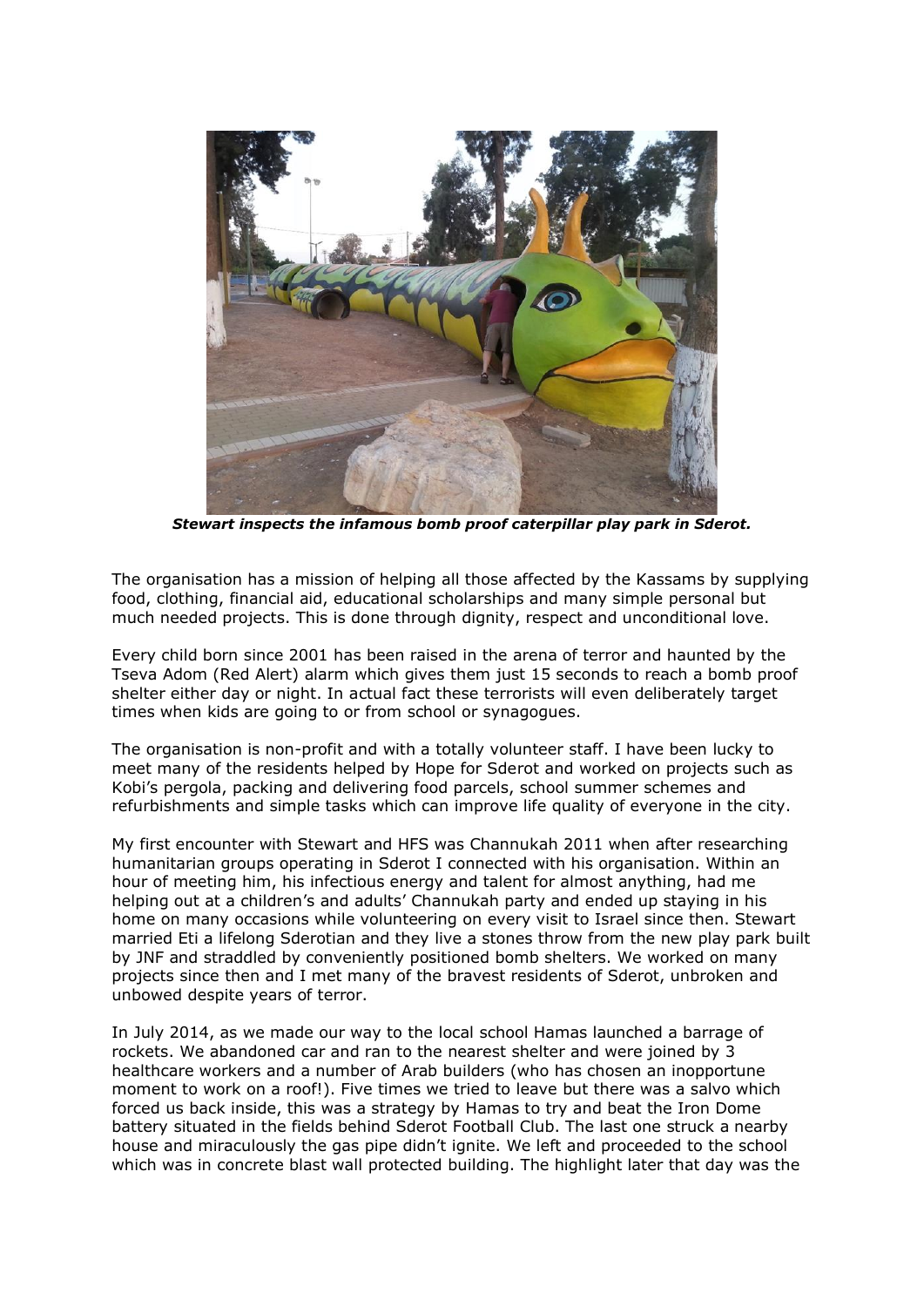***Stewart inspects the infamous bomb proof caterpillar play park in Sderot.***

The organisation has a mission of helping all those affected by the Kassams by supplying food, clothing, financial aid, educational scholarships and many simple personal but much needed projects. This is done through dignity, respect and unconditional love.

Every child born since 2001 has been raised in the arena of terror and haunted by the Tseva Adom (Red Alert) alarm which gives them just 15 seconds to reach a bomb proof shelter either day or night. In actual fact these terrorists will even deliberately target times when kids are going to or from school or synagogues.

The organisation is non-profit and with a totally volunteer staff. I have been lucky to meet many of the residents helped by Hope for Sderot and worked on projects such as Kobi's pergola, packing and delivering food parcels, school summer schemes and refurbishments and simple tasks which can improve life quality of everyone in the city.

My first encounter with Stewart and HFS was Channukah 2011 when after researching humanitarian groups operating in Sderot I connected with his organisation. Within an hour of meeting him, his infectious energy and talent for almost anything, had me helping out at a children's and adults' Channukah party and ended up staying in his home on many occasions while volunteering on every visit to Israel since then. Stewart married Eti a lifelong Sderotian and they live a stones throw from the new play park built by JNF and straddled by conveniently positioned bomb shelters. We worked on many projects since then and I met many of the bravest residents of Sderot, unbroken and unbowed despite years of terror.

In July 2014, as we made our way to the local school Hamas launched a barrage of rockets. We abandoned car and ran to the nearest shelter and were joined by 3 healthcare workers and a number of Arab builders (who has chosen an inopportune moment to work on a roof!). Five times we tried to leave but there was a salvo which forced us back inside, this was a strategy by Hamas to try and beat the Iron Dome battery situated in the fields behind Sderot Football Club. The last one struck a nearby house and miraculously the gas pipe didn't ignite. We left and proceeded to the school which was in concrete blast wall protected building. The highlight later that day was the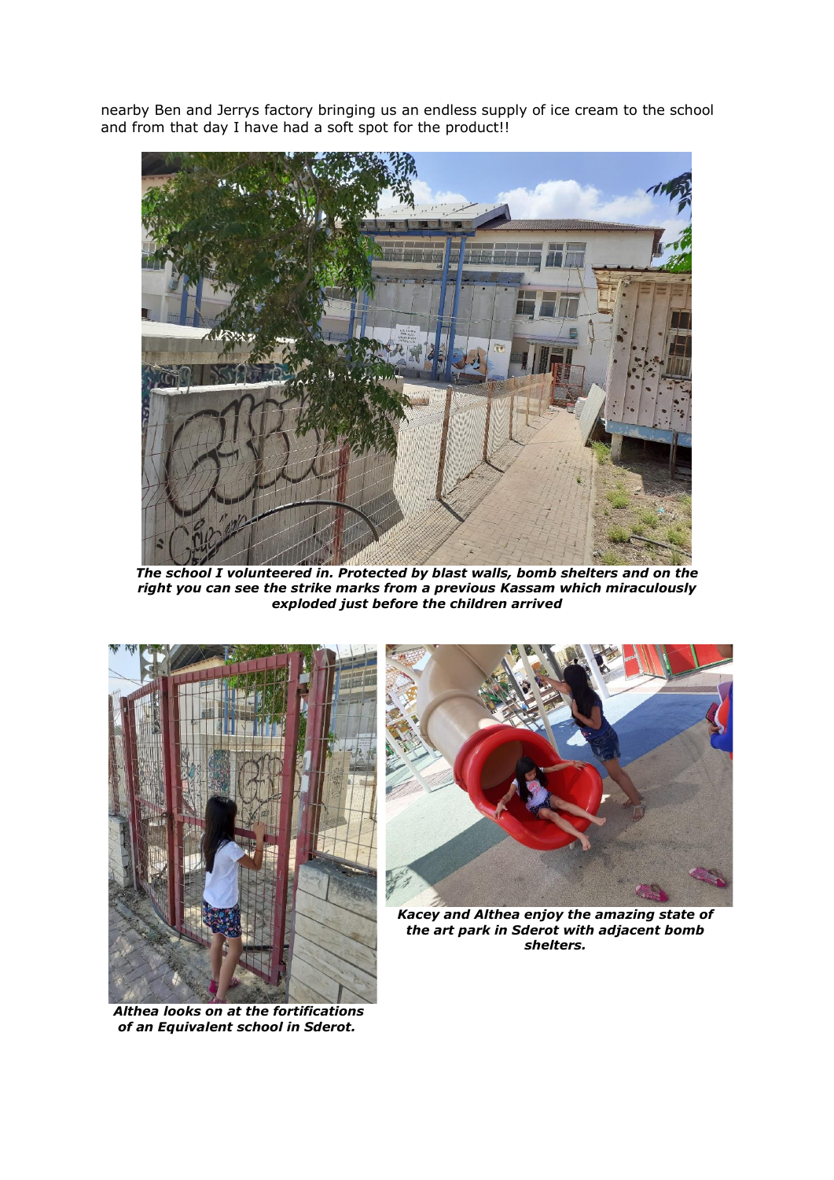nearby Ben and Jerrys factory bringing us an endless supply of ice cream to the school and from that day I have had a soft spot for the product!!

***The school I volunteered in. Protected by blast walls, bomb shelters and on the right you can see the strike marks from a previous Kassam which miraculously exploded just before the children arrived***

***Althea looks on at the fortifications of an Equivalent school in Sderot.***

***Kacey and Althea enjoy the amazing state of the art park in Sderot with adjacent bomb shelters.***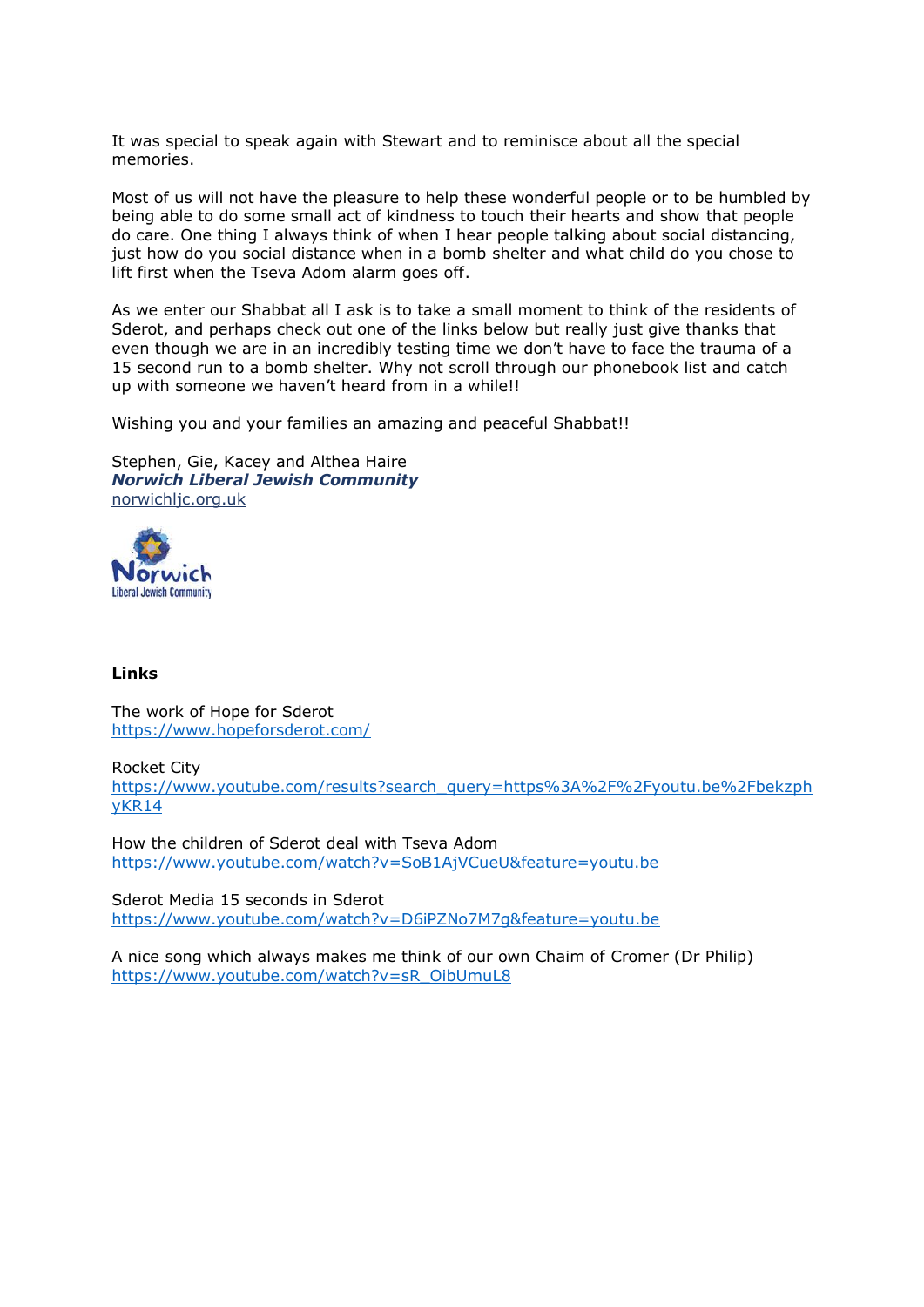It was special to speak again with Stewart and to reminisce about all the special memories.

Most of us will not have the pleasure to help these wonderful people or to be humbled by being able to do some small act of kindness to touch their hearts and show that people do care. One thing I always think of when I hear people talking about social distancing, just how do you social distance when in a bomb shelter and what child do you chose to lift first when the Tseva Adom alarm goes off.

As we enter our Shabbat all I ask is to take a small moment to think of the residents of Sderot, and perhaps check out one of the links below but really just give thanks that even though we are in an incredibly testing time we don't have to face the trauma of a 15 second run to a bomb shelter. Why not scroll through our phonebook list and catch up with someone we haven't heard from in a while!!

Wishing you and your families an amazing and peaceful Shabbat!!

Stephen, Gie, Kacey and Althea Haire
***Norwich Liberal Jewish Community***
norwichljc.org.uk

Norwich
Liberal Jewish Community

**Links**

The work of Hope for Sderot
https://www.hopeforsderot.com/

Rocket City
https://www.youtube.com/results?search_query=https%3A%2F%2Fyoutu.be%2FbekzphyKR14

How the children of Sderot deal with Tseva Adom
https://www.youtube.com/watch?v=SoB1AjVCueU&feature=youtu.be

Sderot Media 15 seconds in Sderot
https://www.youtube.com/watch?v=D6iPZNo7M7g&feature=youtu.be

A nice song which always makes me think of our own Chaim of Cromer (Dr Philip)
https://www.youtube.com/watch?v=sR_OibUmuL8